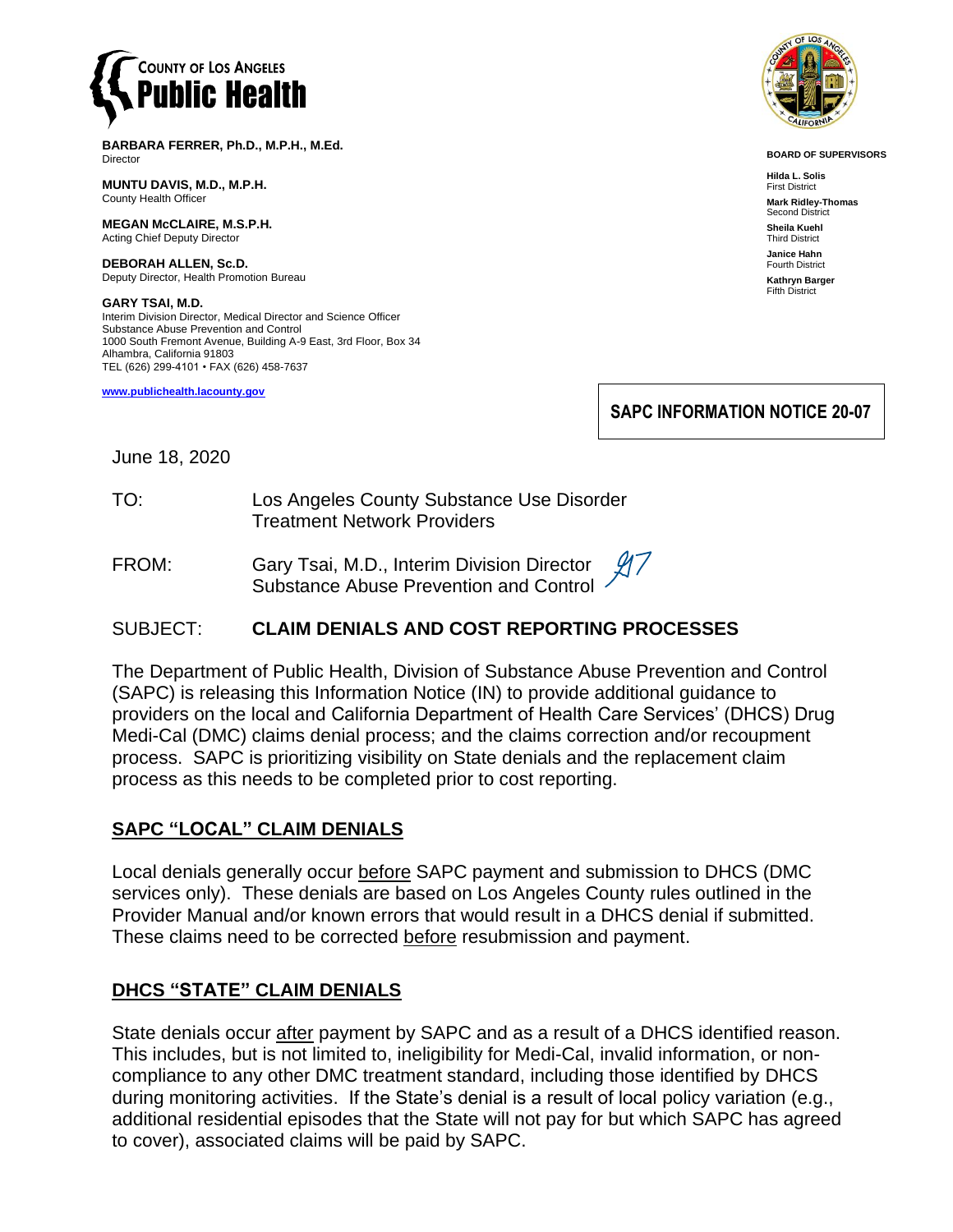**COUNTY OF LOS ANGELES**
**Public Health**

**BARBARA FERRER, Ph.D., M.P.H., M.Ed.**
Director

**MUNTU DAVIS, M.D., M.P.H.**
County Health Officer

**MEGAN McCLAIRE, M.S.P.H.**
Acting Chief Deputy Director

**DEBORAH ALLEN, Sc.D.**
Deputy Director, Health Promotion Bureau

**GARY TSAI, M.D.**
Interim Division Director, Medical Director and Science Officer
Substance Abuse Prevention and Control
1000 South Fremont Avenue, Building A-9 East, 3rd Floor, Box 34
Alhambra, California 91803
TEL (626) 299-4101 • FAX (626) 458-7637

www.publichealth.lacounty.gov

**BOARD OF SUPERVISORS**

**Hilda L. Solis**
First District

**Mark Ridley-Thomas**
Second District

**Sheila Kuehl**
Third District

**Janice Hahn**
Fourth District

**Kathryn Barger**
Fifth District

**SAPC INFORMATION NOTICE 20-07**

June 18, 2020

TO: Los Angeles County Substance Use Disorder Treatment Network Providers

FROM: Gary Tsai, M.D., Interim Division Director, Substance Abuse Prevention and Control

SUBJECT: **CLAIM DENIALS AND COST REPORTING PROCESSES**

The Department of Public Health, Division of Substance Abuse Prevention and Control (SAPC) is releasing this Information Notice (IN) to provide additional guidance to providers on the local and California Department of Health Care Services' (DHCS) Drug Medi-Cal (DMC) claims denial process; and the claims correction and/or recoupment process. SAPC is prioritizing visibility on State denials and the replacement claim process as this needs to be completed prior to cost reporting.

## SAPC "LOCAL" CLAIM DENIALS

Local denials generally occur before SAPC payment and submission to DHCS (DMC services only). These denials are based on Los Angeles County rules outlined in the Provider Manual and/or known errors that would result in a DHCS denial if submitted. These claims need to be corrected before resubmission and payment.

## DHCS "STATE" CLAIM DENIALS

State denials occur after payment by SAPC and as a result of a DHCS identified reason. This includes, but is not limited to, ineligibility for Medi-Cal, invalid information, or non-compliance to any other DMC treatment standard, including those identified by DHCS during monitoring activities. If the State's denial is a result of local policy variation (e.g., additional residential episodes that the State will not pay for but which SAPC has agreed to cover), associated claims will be paid by SAPC.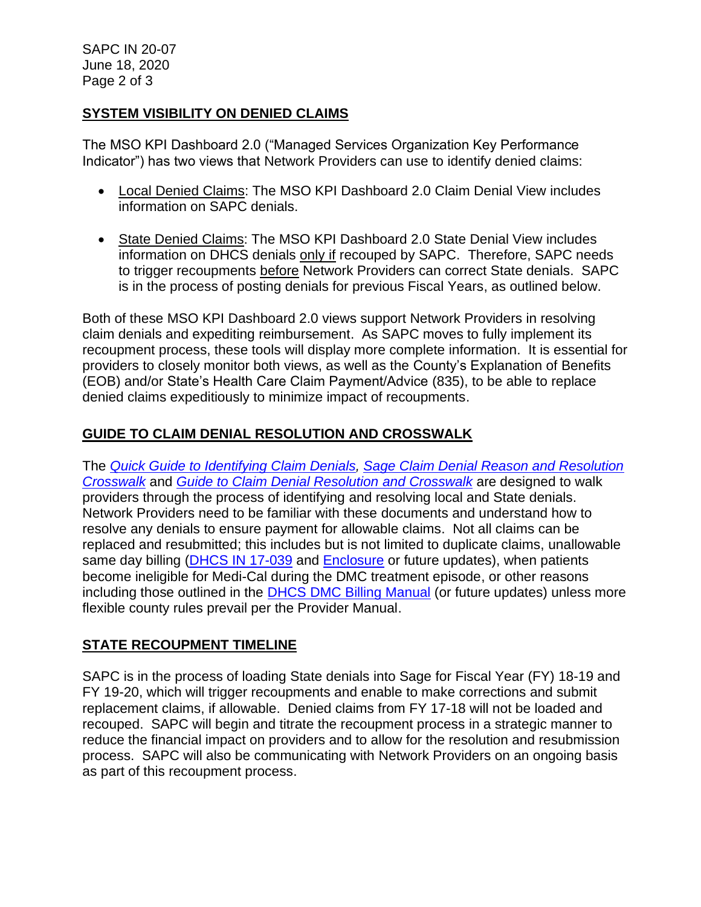## SYSTEM VISIBILITY ON DENIED CLAIMS

The MSO KPI Dashboard 2.0 ("Managed Services Organization Key Performance Indicator") has two views that Network Providers can use to identify denied claims:

- Local Denied Claims: The MSO KPI Dashboard 2.0 Claim Denial View includes information on SAPC denials.
- State Denied Claims: The MSO KPI Dashboard 2.0 State Denial View includes information on DHCS denials only if recouped by SAPC. Therefore, SAPC needs to trigger recoupments before Network Providers can correct State denials. SAPC is in the process of posting denials for previous Fiscal Years, as outlined below.

Both of these MSO KPI Dashboard 2.0 views support Network Providers in resolving claim denials and expediting reimbursement. As SAPC moves to fully implement its recoupment process, these tools will display more complete information. It is essential for providers to closely monitor both views, as well as the County's Explanation of Benefits (EOB) and/or State's Health Care Claim Payment/Advice (835), to be able to replace denied claims expeditiously to minimize impact of recoupments.

## GUIDE TO CLAIM DENIAL RESOLUTION AND CROSSWALK

The *Quick Guide to Identifying Claim Denials, Sage Claim Denial Reason and Resolution Crosswalk* and *Guide to Claim Denial Resolution and Crosswalk* are designed to walk providers through the process of identifying and resolving local and State denials. Network Providers need to be familiar with these documents and understand how to resolve any denials to ensure payment for allowable claims. Not all claims can be replaced and resubmitted; this includes but is not limited to duplicate claims, unallowable same day billing (DHCS IN 17-039 and Enclosure or future updates), when patients become ineligible for Medi-Cal during the DMC treatment episode, or other reasons including those outlined in the DHCS DMC Billing Manual (or future updates) unless more flexible county rules prevail per the Provider Manual.

## STATE RECOUPMENT TIMELINE

SAPC is in the process of loading State denials into Sage for Fiscal Year (FY) 18-19 and FY 19-20, which will trigger recoupments and enable to make corrections and submit replacement claims, if allowable. Denied claims from FY 17-18 will not be loaded and recouped. SAPC will begin and titrate the recoupment process in a strategic manner to reduce the financial impact on providers and to allow for the resolution and resubmission process. SAPC will also be communicating with Network Providers on an ongoing basis as part of this recoupment process.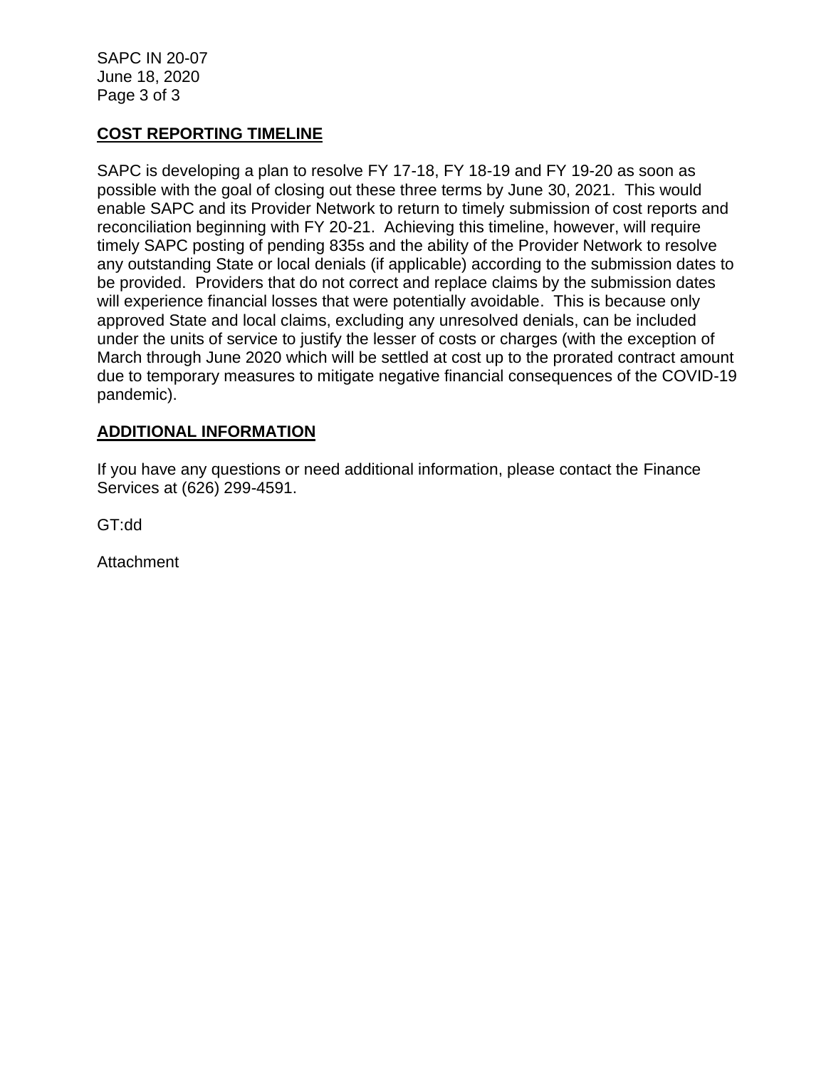## COST REPORTING TIMELINE

SAPC is developing a plan to resolve FY 17-18, FY 18-19 and FY 19-20 as soon as possible with the goal of closing out these three terms by June 30, 2021. This would enable SAPC and its Provider Network to return to timely submission of cost reports and reconciliation beginning with FY 20-21. Achieving this timeline, however, will require timely SAPC posting of pending 835s and the ability of the Provider Network to resolve any outstanding State or local denials (if applicable) according to the submission dates to be provided. Providers that do not correct and replace claims by the submission dates will experience financial losses that were potentially avoidable. This is because only approved State and local claims, excluding any unresolved denials, can be included under the units of service to justify the lesser of costs or charges (with the exception of March through June 2020 which will be settled at cost up to the prorated contract amount due to temporary measures to mitigate negative financial consequences of the COVID-19 pandemic).

## ADDITIONAL INFORMATION

If you have any questions or need additional information, please contact the Finance Services at (626) 299-4591.

GT:dd

Attachment